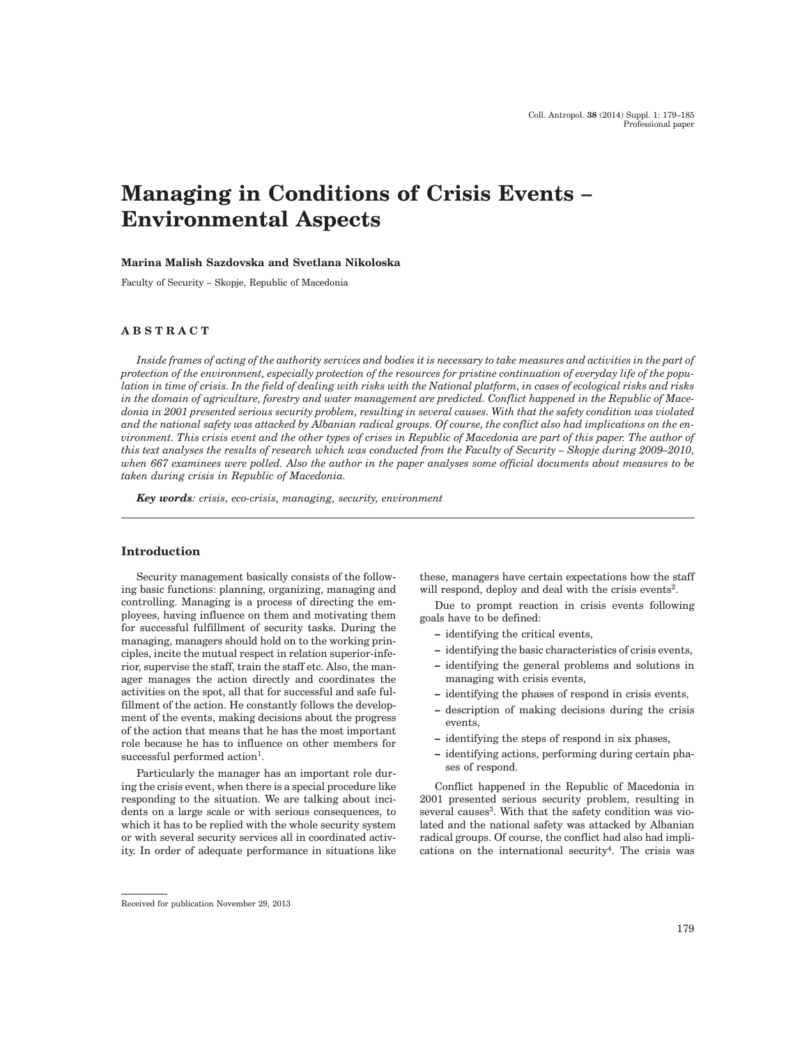# Managing in Conditions of Crisis Events – Environmental Aspects

**Marina Malish Sazdovska and Svetlana Nikoloska**

Faculty of Security – Skopje, Republic of Macedonia

## ABSTRACT

*Inside frames of acting of the authority services and bodies it is necessary to take measures and activities in the part of protection of the environment, especially protection of the resources for pristine continuation of everyday life of the population in time of crisis. In the field of dealing with risks with the National platform, in cases of ecological risks and risks in the domain of agriculture, forestry and water management are predicted. Conflict happened in the Republic of Macedonia in 2001 presented serious security problem, resulting in several causes. With that the safety condition was violated and the national safety was attacked by Albanian radical groups. Of course, the conflict also had implications on the environment. This crisis event and the other types of crises in Republic of Macedonia are part of this paper. The author of this text analyses the results of research which was conducted from the Faculty of Security – Skopje during 2009–2010, when 667 examinees were polled. Also the author in the paper analyses some official documents about measures to be taken during crisis in Republic of Macedonia.*

***Key words****: crisis, eco-crisis, managing, security, environment*

## Introduction

Security management basically consists of the following basic functions: planning, organizing, managing and controlling. Managing is a process of directing the employees, having influence on them and motivating them for successful fulfillment of security tasks. During the managing, managers should hold on to the working principles, incite the mutual respect in relation superior-inferior, supervise the staff, train the staff etc. Also, the manager manages the action directly and coordinates the activities on the spot, all that for successful and safe fulfillment of the action. He constantly follows the development of the events, making decisions about the progress of the action that means that he has the most important role because he has to influence on other members for successful performed action[1].

Particularly the manager has an important role during the crisis event, when there is a special procedure like responding to the situation. We are talking about incidents on a large scale or with serious consequences, to which it has to be replied with the whole security system or with several security services all in coordinated activity. In order of adequate performance in situations like these, managers have certain expectations how the staff will respond, deploy and deal with the crisis events[2].

Due to prompt reaction in crisis events following goals have to be defined:

- identifying the critical events,
- identifying the basic characteristics of crisis events,
- identifying the general problems and solutions in managing with crisis events,
- identifying the phases of respond in crisis events,
- description of making decisions during the crisis events,
- identifying the steps of respond in six phases,
- identifying actions, performing during certain phases of respond.

Conflict happened in the Republic of Macedonia in 2001 presented serious security problem, resulting in several causes[3]. With that the safety condition was violated and the national safety was attacked by Albanian radical groups. Of course, the conflict had also had implications on the international security[4]. The crisis was

Received for publication November 29, 2013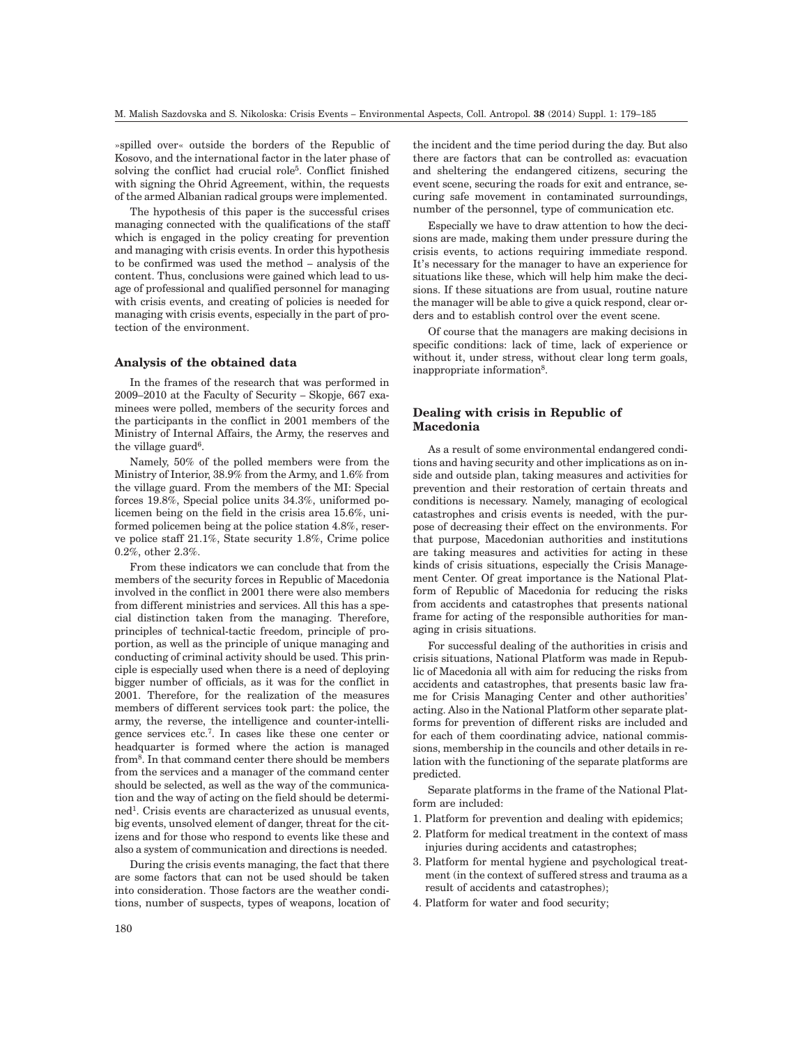»spilled over« outside the borders of the Republic of Kosovo, and the international factor in the later phase of solving the conflict had crucial role[5]. Conflict finished with signing the Ohrid Agreement, within, the requests of the armed Albanian radical groups were implemented.

The hypothesis of this paper is the successful crises managing connected with the qualifications of the staff which is engaged in the policy creating for prevention and managing with crisis events. In order this hypothesis to be confirmed was used the method – analysis of the content. Thus, conclusions were gained which lead to usage of professional and qualified personnel for managing with crisis events, and creating of policies is needed for managing with crisis events, especially in the part of protection of the environment.

## Analysis of the obtained data

In the frames of the research that was performed in 2009–2010 at the Faculty of Security – Skopje, 667 examinees were polled, members of the security forces and the participants in the conflict in 2001 members of the Ministry of Internal Affairs, the Army, the reserves and the village guard[6].

Namely, 50% of the polled members were from the Ministry of Interior, 38.9% from the Army, and 1.6% from the village guard. From the members of the MI: Special forces 19.8%, Special police units 34.3%, uniformed policemen being on the field in the crisis area 15.6%, uniformed policemen being at the police station 4.8%, reserve police staff 21.1%, State security 1.8%, Crime police 0.2%, other 2.3%.

From these indicators we can conclude that from the members of the security forces in Republic of Macedonia involved in the conflict in 2001 there were also members from different ministries and services. All this has a special distinction taken from the managing. Therefore, principles of technical-tactic freedom, principle of proportion, as well as the principle of unique managing and conducting of criminal activity should be used. This principle is especially used when there is a need of deploying bigger number of officials, as it was for the conflict in 2001. Therefore, for the realization of the measures members of different services took part: the police, the army, the reverse, the intelligence and counter-intelligence services etc.[7]. In cases like these one center or headquarter is formed where the action is managed from[8]. In that command center there should be members from the services and a manager of the command center should be selected, as well as the way of the communication and the way of acting on the field should be determined[1]. Crisis events are characterized as unusual events, big events, unsolved element of danger, threat for the citizens and for those who respond to events like these and also a system of communication and directions is needed.

During the crisis events managing, the fact that there are some factors that can not be used should be taken into consideration. Those factors are the weather conditions, number of suspects, types of weapons, location of the incident and the time period during the day. But also there are factors that can be controlled as: evacuation and sheltering the endangered citizens, securing the event scene, securing the roads for exit and entrance, securing safe movement in contaminated surroundings, number of the personnel, type of communication etc.

Especially we have to draw attention to how the decisions are made, making them under pressure during the crisis events, to actions requiring immediate respond. It's necessary for the manager to have an experience for situations like these, which will help him make the decisions. If these situations are from usual, routine nature the manager will be able to give a quick respond, clear orders and to establish control over the event scene.

Of course that the managers are making decisions in specific conditions: lack of time, lack of experience or without it, under stress, without clear long term goals, inappropriate information[8].

## Dealing with crisis in Republic of Macedonia

As a result of some environmental endangered conditions and having security and other implications as on inside and outside plan, taking measures and activities for prevention and their restoration of certain threats and conditions is necessary. Namely, managing of ecological catastrophes and crisis events is needed, with the purpose of decreasing their effect on the environments. For that purpose, Macedonian authorities and institutions are taking measures and activities for acting in these kinds of crisis situations, especially the Crisis Management Center. Of great importance is the National Platform of Republic of Macedonia for reducing the risks from accidents and catastrophes that presents national frame for acting of the responsible authorities for managing in crisis situations.

For successful dealing of the authorities in crisis and crisis situations, National Platform was made in Republic of Macedonia all with aim for reducing the risks from accidents and catastrophes, that presents basic law frame for Crisis Managing Center and other authorities' acting. Also in the National Platform other separate platforms for prevention of different risks are included and for each of them coordinating advice, national commissions, membership in the councils and other details in relation with the functioning of the separate platforms are predicted.

Separate platforms in the frame of the National Platform are included:

1. Platform for prevention and dealing with epidemics;
2. Platform for medical treatment in the context of mass injuries during accidents and catastrophes;
3. Platform for mental hygiene and psychological treatment (in the context of suffered stress and trauma as a result of accidents and catastrophes);
4. Platform for water and food security;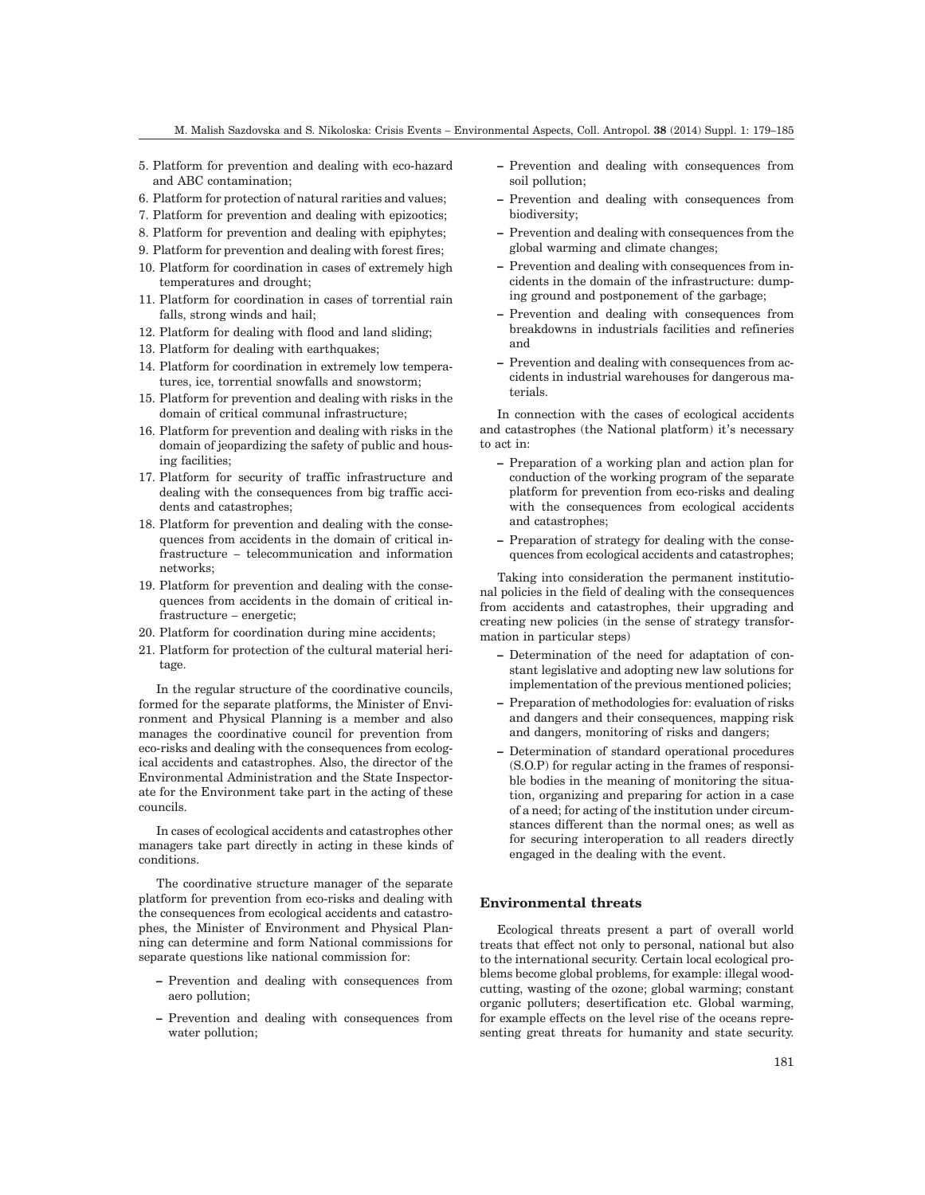5. Platform for prevention and dealing with eco-hazard and ABC contamination;
6. Platform for protection of natural rarities and values;
7. Platform for prevention and dealing with epizootics;
8. Platform for prevention and dealing with epiphytes;
9. Platform for prevention and dealing with forest fires;
10. Platform for coordination in cases of extremely high temperatures and drought;
11. Platform for coordination in cases of torrential rain falls, strong winds and hail;
12. Platform for dealing with flood and land sliding;
13. Platform for dealing with earthquakes;
14. Platform for coordination in extremely low temperatures, ice, torrential snowfalls and snowstorm;
15. Platform for prevention and dealing with risks in the domain of critical communal infrastructure;
16. Platform for prevention and dealing with risks in the domain of jeopardizing the safety of public and housing facilities;
17. Platform for security of traffic infrastructure and dealing with the consequences from big traffic accidents and catastrophes;
18. Platform for prevention and dealing with the consequences from accidents in the domain of critical infrastructure – telecommunication and information networks;
19. Platform for prevention and dealing with the consequences from accidents in the domain of critical infrastructure – energetic;
20. Platform for coordination during mine accidents;
21. Platform for protection of the cultural material heritage.

In the regular structure of the coordinative councils, formed for the separate platforms, the Minister of Environment and Physical Planning is a member and also manages the coordinative council for prevention from eco-risks and dealing with the consequences from ecological accidents and catastrophes. Also, the director of the Environmental Administration and the State Inspectorate for the Environment take part in the acting of these councils.

In cases of ecological accidents and catastrophes other managers take part directly in acting in these kinds of conditions.

The coordinative structure manager of the separate platform for prevention from eco-risks and dealing with the consequences from ecological accidents and catastrophes, the Minister of Environment and Physical Planning can determine and form National commissions for separate questions like national commission for:

- Prevention and dealing with consequences from aero pollution;
- Prevention and dealing with consequences from water pollution;
- Prevention and dealing with consequences from soil pollution;
- Prevention and dealing with consequences from biodiversity;
- Prevention and dealing with consequences from the global warming and climate changes;
- Prevention and dealing with consequences from incidents in the domain of the infrastructure: dumping ground and postponement of the garbage;
- Prevention and dealing with consequences from breakdowns in industrials facilities and refineries and
- Prevention and dealing with consequences from accidents in industrial warehouses for dangerous materials.

In connection with the cases of ecological accidents and catastrophes (the National platform) it's necessary to act in:

- Preparation of a working plan and action plan for conduction of the working program of the separate platform for prevention from eco-risks and dealing with the consequences from ecological accidents and catastrophes;
- Preparation of strategy for dealing with the consequences from ecological accidents and catastrophes;

Taking into consideration the permanent institutional policies in the field of dealing with the consequences from accidents and catastrophes, their upgrading and creating new policies (in the sense of strategy transformation in particular steps)

- Determination of the need for adaptation of constant legislative and adopting new law solutions for implementation of the previous mentioned policies;
- Preparation of methodologies for: evaluation of risks and dangers and their consequences, mapping risk and dangers, monitoring of risks and dangers;
- Determination of standard operational procedures (S.O.P) for regular acting in the frames of responsible bodies in the meaning of monitoring the situation, organizing and preparing for action in a case of a need; for acting of the institution under circumstances different than the normal ones; as well as for securing interoperation to all readers directly engaged in the dealing with the event.

## Environmental threats

Ecological threats present a part of overall world treats that effect not only to personal, national but also to the international security. Certain local ecological problems become global problems, for example: illegal woodcutting, wasting of the ozone; global warming; constant organic polluters; desertification etc. Global warming, for example effects on the level rise of the oceans representing great threats for humanity and state security.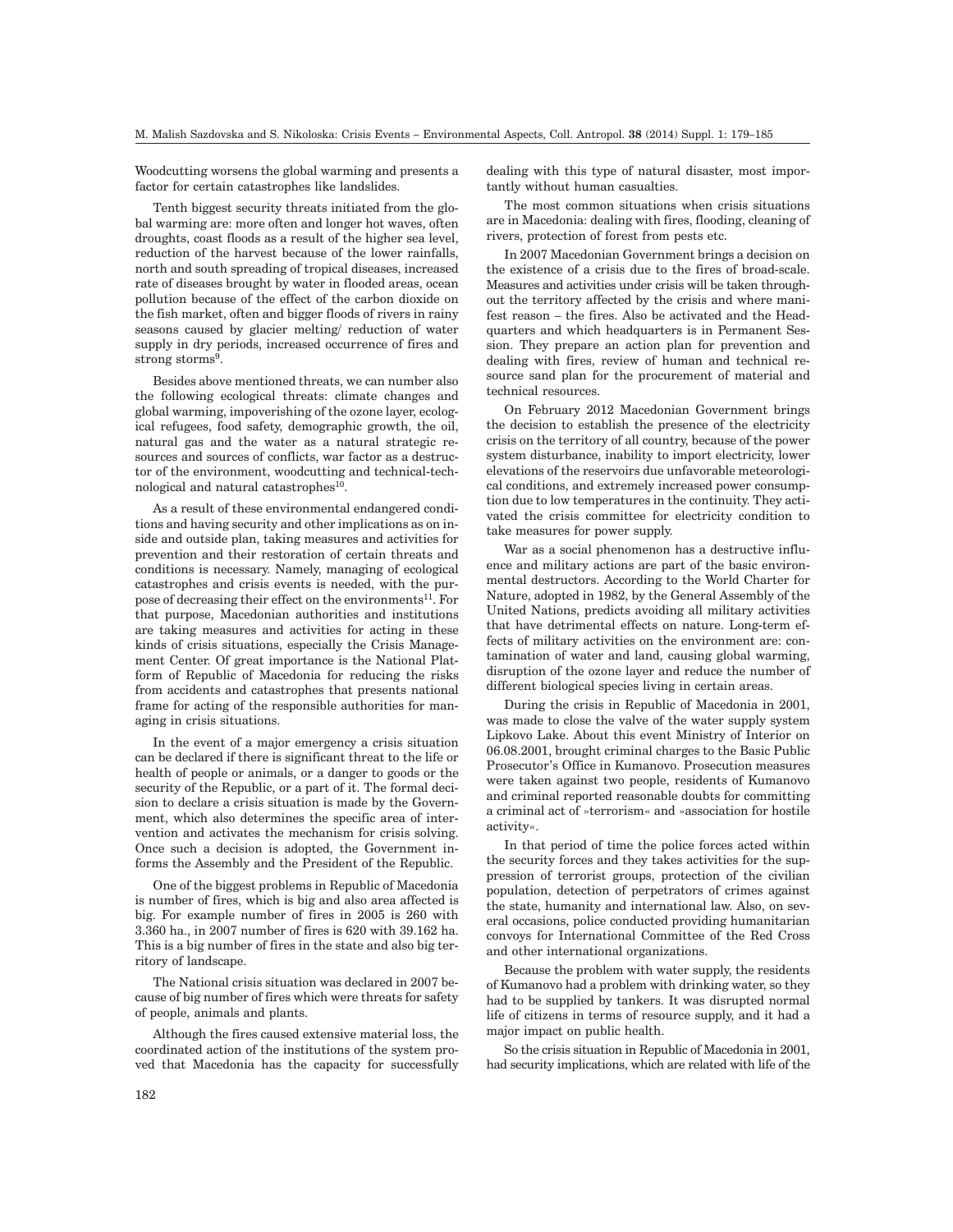Woodcutting worsens the global warming and presents a factor for certain catastrophes like landslides.

Tenth biggest security threats initiated from the global warming are: more often and longer hot waves, often droughts, coast floods as a result of the higher sea level, reduction of the harvest because of the lower rainfalls, north and south spreading of tropical diseases, increased rate of diseases brought by water in flooded areas, ocean pollution because of the effect of the carbon dioxide on the fish market, often and bigger floods of rivers in rainy seasons caused by glacier melting/ reduction of water supply in dry periods, increased occurrence of fires and strong storms[9].

Besides above mentioned threats, we can number also the following ecological threats: climate changes and global warming, impoverishing of the ozone layer, ecological refugees, food safety, demographic growth, the oil, natural gas and the water as a natural strategic resources and sources of conflicts, war factor as a destructor of the environment, woodcutting and technical-technological and natural catastrophes[10].

As a result of these environmental endangered conditions and having security and other implications as on inside and outside plan, taking measures and activities for prevention and their restoration of certain threats and conditions is necessary. Namely, managing of ecological catastrophes and crisis events is needed, with the purpose of decreasing their effect on the environments[11]. For that purpose, Macedonian authorities and institutions are taking measures and activities for acting in these kinds of crisis situations, especially the Crisis Management Center. Of great importance is the National Platform of Republic of Macedonia for reducing the risks from accidents and catastrophes that presents national frame for acting of the responsible authorities for managing in crisis situations.

In the event of a major emergency a crisis situation can be declared if there is significant threat to the life or health of people or animals, or a danger to goods or the security of the Republic, or a part of it. The formal decision to declare a crisis situation is made by the Government, which also determines the specific area of intervention and activates the mechanism for crisis solving. Once such a decision is adopted, the Government informs the Assembly and the President of the Republic.

One of the biggest problems in Republic of Macedonia is number of fires, which is big and also area affected is big. For example number of fires in 2005 is 260 with 3.360 ha., in 2007 number of fires is 620 with 39.162 ha. This is a big number of fires in the state and also big territory of landscape.

The National crisis situation was declared in 2007 because of big number of fires which were threats for safety of people, animals and plants.

Although the fires caused extensive material loss, the coordinated action of the institutions of the system proved that Macedonia has the capacity for successfully dealing with this type of natural disaster, most importantly without human casualties.

The most common situations when crisis situations are in Macedonia: dealing with fires, flooding, cleaning of rivers, protection of forest from pests etc.

In 2007 Macedonian Government brings a decision on the existence of a crisis due to the fires of broad-scale. Measures and activities under crisis will be taken throughout the territory affected by the crisis and where manifest reason – the fires. Also be activated and the Headquarters and which headquarters is in Permanent Session. They prepare an action plan for prevention and dealing with fires, review of human and technical resource sand plan for the procurement of material and technical resources.

On February 2012 Macedonian Government brings the decision to establish the presence of the electricity crisis on the territory of all country, because of the power system disturbance, inability to import electricity, lower elevations of the reservoirs due unfavorable meteorological conditions, and extremely increased power consumption due to low temperatures in the continuity. They activated the crisis committee for electricity condition to take measures for power supply.

War as a social phenomenon has a destructive influence and military actions are part of the basic environmental destructors. According to the World Charter for Nature, adopted in 1982, by the General Assembly of the United Nations, predicts avoiding all military activities that have detrimental effects on nature. Long-term effects of military activities on the environment are: contamination of water and land, causing global warming, disruption of the ozone layer and reduce the number of different biological species living in certain areas.

During the crisis in Republic of Macedonia in 2001, was made to close the valve of the water supply system Lipkovo Lake. About this event Ministry of Interior on 06.08.2001, brought criminal charges to the Basic Public Prosecutor's Office in Kumanovo. Prosecution measures were taken against two people, residents of Kumanovo and criminal reported reasonable doubts for committing a criminal act of »terrorism« and »association for hostile activity«.

In that period of time the police forces acted within the security forces and they takes activities for the suppression of terrorist groups, protection of the civilian population, detection of perpetrators of crimes against the state, humanity and international law. Also, on several occasions, police conducted providing humanitarian convoys for International Committee of the Red Cross and other international organizations.

Because the problem with water supply, the residents of Kumanovo had a problem with drinking water, so they had to be supplied by tankers. It was disrupted normal life of citizens in terms of resource supply, and it had a major impact on public health.

So the crisis situation in Republic of Macedonia in 2001, had security implications, which are related with life of the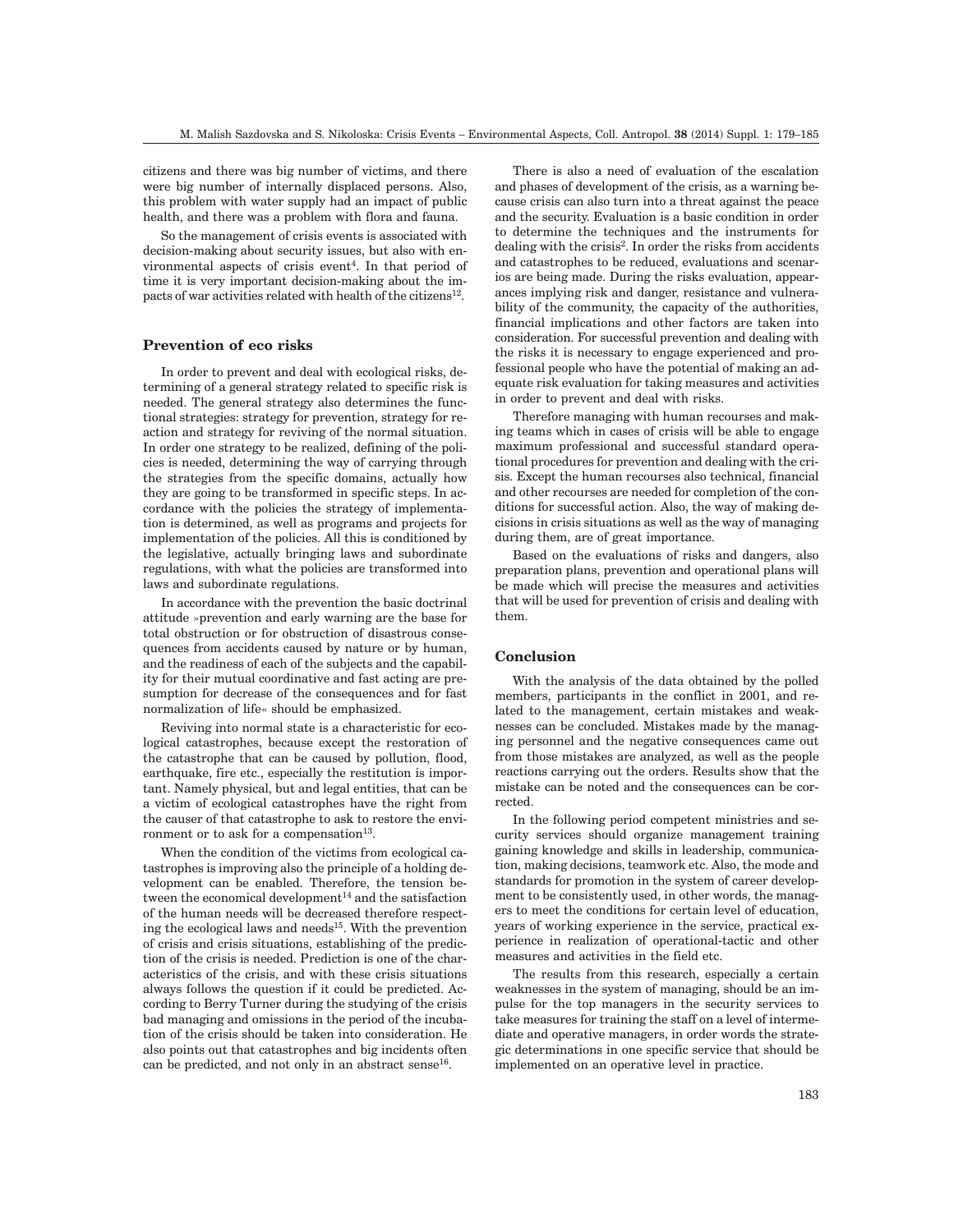citizens and there was big number of victims, and there were big number of internally displaced persons. Also, this problem with water supply had an impact of public health, and there was a problem with flora and fauna.

So the management of crisis events is associated with decision-making about security issues, but also with environmental aspects of crisis event[4]. In that period of time it is very important decision-making about the impacts of war activities related with health of the citizens[12].

## Prevention of eco risks

In order to prevent and deal with ecological risks, determining of a general strategy related to specific risk is needed. The general strategy also determines the functional strategies: strategy for prevention, strategy for reaction and strategy for reviving of the normal situation. In order one strategy to be realized, defining of the policies is needed, determining the way of carrying through the strategies from the specific domains, actually how they are going to be transformed in specific steps. In accordance with the policies the strategy of implementation is determined, as well as programs and projects for implementation of the policies. All this is conditioned by the legislative, actually bringing laws and subordinate regulations, with what the policies are transformed into laws and subordinate regulations.

In accordance with the prevention the basic doctrinal attitude »prevention and early warning are the base for total obstruction or for obstruction of disastrous consequences from accidents caused by nature or by human, and the readiness of each of the subjects and the capability for their mutual coordinative and fast acting are presumption for decrease of the consequences and for fast normalization of life« should be emphasized.

Reviving into normal state is a characteristic for ecological catastrophes, because except the restoration of the catastrophe that can be caused by pollution, flood, earthquake, fire etc., especially the restitution is important. Namely physical, but and legal entities, that can be a victim of ecological catastrophes have the right from the causer of that catastrophe to ask to restore the environment or to ask for a compensation[13].

When the condition of the victims from ecological catastrophes is improving also the principle of a holding development can be enabled. Therefore, the tension between the economical development[14] and the satisfaction of the human needs will be decreased therefore respecting the ecological laws and needs[15]. With the prevention of crisis and crisis situations, establishing of the prediction of the crisis is needed. Prediction is one of the characteristics of the crisis, and with these crisis situations always follows the question if it could be predicted. According to Berry Turner during the studying of the crisis bad managing and omissions in the period of the incubation of the crisis should be taken into consideration. He also points out that catastrophes and big incidents often can be predicted, and not only in an abstract sense[16].

There is also a need of evaluation of the escalation and phases of development of the crisis, as a warning because crisis can also turn into a threat against the peace and the security. Evaluation is a basic condition in order to determine the techniques and the instruments for dealing with the crisis[2]. In order the risks from accidents and catastrophes to be reduced, evaluations and scenarios are being made. During the risks evaluation, appearances implying risk and danger, resistance and vulnerability of the community, the capacity of the authorities, financial implications and other factors are taken into consideration. For successful prevention and dealing with the risks it is necessary to engage experienced and professional people who have the potential of making an adequate risk evaluation for taking measures and activities in order to prevent and deal with risks.

Therefore managing with human recourses and making teams which in cases of crisis will be able to engage maximum professional and successful standard operational procedures for prevention and dealing with the crisis. Except the human recourses also technical, financial and other recourses are needed for completion of the conditions for successful action. Also, the way of making decisions in crisis situations as well as the way of managing during them, are of great importance.

Based on the evaluations of risks and dangers, also preparation plans, prevention and operational plans will be made which will precise the measures and activities that will be used for prevention of crisis and dealing with them.

## Conclusion

With the analysis of the data obtained by the polled members, participants in the conflict in 2001, and related to the management, certain mistakes and weaknesses can be concluded. Mistakes made by the managing personnel and the negative consequences came out from those mistakes are analyzed, as well as the people reactions carrying out the orders. Results show that the mistake can be noted and the consequences can be corrected.

In the following period competent ministries and security services should organize management training gaining knowledge and skills in leadership, communication, making decisions, teamwork etc. Also, the mode and standards for promotion in the system of career development to be consistently used, in other words, the managers to meet the conditions for certain level of education, years of working experience in the service, practical experience in realization of operational-tactic and other measures and activities in the field etc.

The results from this research, especially a certain weaknesses in the system of managing, should be an impulse for the top managers in the security services to take measures for training the staff on a level of intermediate and operative managers, in order words the strategic determinations in one specific service that should be implemented on an operative level in practice.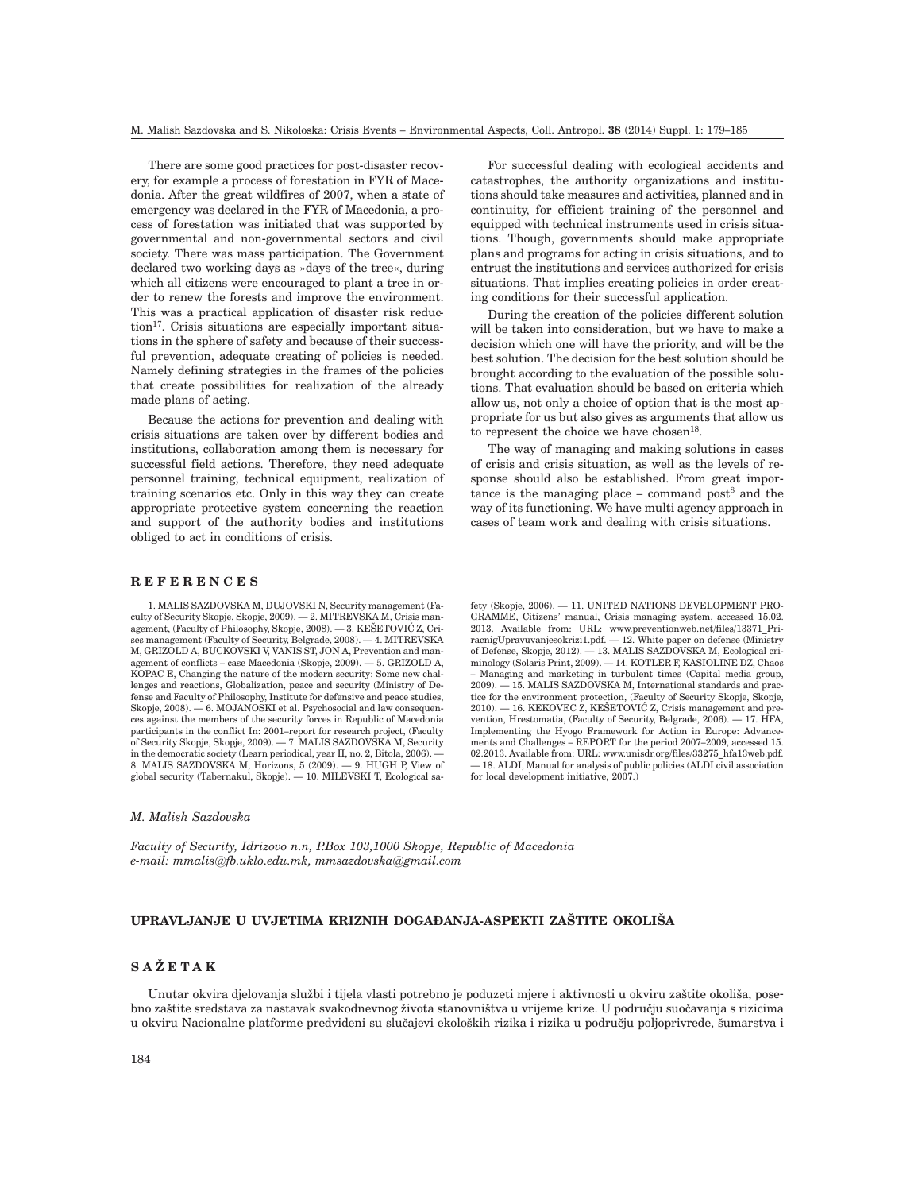There are some good practices for post-disaster recovery, for example a process of forestation in FYR of Macedonia. After the great wildfires of 2007, when a state of emergency was declared in the FYR of Macedonia, a process of forestation was initiated that was supported by governmental and non-governmental sectors and civil society. There was mass participation. The Government declared two working days as »days of the tree«, during which all citizens were encouraged to plant a tree in order to renew the forests and improve the environment. This was a practical application of disaster risk reduction[17]. Crisis situations are especially important situations in the sphere of safety and because of their successful prevention, adequate creating of policies is needed. Namely defining strategies in the frames of the policies that create possibilities for realization of the already made plans of acting.

Because the actions for prevention and dealing with crisis situations are taken over by different bodies and institutions, collaboration among them is necessary for successful field actions. Therefore, they need adequate personnel training, technical equipment, realization of training scenarios etc. Only in this way they can create appropriate protective system concerning the reaction and support of the authority bodies and institutions obliged to act in conditions of crisis.

For successful dealing with ecological accidents and catastrophes, the authority organizations and institutions should take measures and activities, planned and in continuity, for efficient training of the personnel and equipped with technical instruments used in crisis situations. Though, governments should make appropriate plans and programs for acting in crisis situations, and to entrust the institutions and services authorized for crisis situations. That implies creating policies in order creating conditions for their successful application.

During the creation of the policies different solution will be taken into consideration, but we have to make a decision which one will have the priority, and will be the best solution. The decision for the best solution should be brought according to the evaluation of the possible solutions. That evaluation should be based on criteria which allow us, not only a choice of option that is the most appropriate for us but also gives as arguments that allow us to represent the choice we have chosen[18].

The way of managing and making solutions in cases of crisis and crisis situation, as well as the levels of response should also be established. From great importance is the managing place – command post[8] and the way of its functioning. We have multi agency approach in cases of team work and dealing with crisis situations.

## REFERENCES

1. MALIS SAZDOVSKA M, DUJOVSKI N, Security management (Faculty of Security Skopje, Skopje, 2009). — 2. MITREVSKA M, Crisis management, (Faculty of Philosophy, Skopje, 2008). — 3. KEŠETOVIĆ Z, Crises management (Faculty of Security, Belgrade, 2008). — 4. MITREVSKA M, GRIZOLD A, BUCKOVSKI V, VANIS ST, JON A, Prevention and management of conflicts – case Macedonia (Skopje, 2009). — 5. GRIZOLD A, KOPAC E, Changing the nature of the modern security: Some new challenges and reactions, Globalization, peace and security (Ministry of Defense and Faculty of Philosophy, Institute for defensive and peace studies, Skopje, 2008). — 6. MOJANOSKI et al. Psychosocial and law consequences against the members of the security forces in Republic of Macedonia participants in the conflict In: 2001–report for research project, (Faculty of Security Skopje, Skopje, 2009). — 7. MALIS SAZDOVSKA M, Security in the democratic society (Learn periodical, year II, no. 2, Bitola, 2006). — 8. MALIS SAZDOVSKA M, Horizons, 5 (2009). — 9. HUGH P, View of global security (Tabernakul, Skopje). — 10. MILEVSKI T, Ecological safety (Skopje, 2006). — 11. UNITED NATIONS DEVELOPMENT PROGRAMME, Citizens' manual, Crisis managing system, accessed 15.02. 2013. Available from: URL: www.preventionweb.net/files/13371_PriracnigUpravuvanjesokrizi1.pdf. — 12. White paper on defense (Ministry of Defense, Skopje, 2012). — 13. MALIS SAZDOVSKA M, Ecological criminology (Solaris Print, 2009). — 14. KOTLER F, KASIOLINE DZ, Chaos – Managing and marketing in turbulent times (Capital media group, 2009). — 15. MALIS SAZDOVSKA M, International standards and practice for the environment protection, (Faculty of Security Skopje, Skopje, 2010). — 16. KEKOVEC Z, KEŠETOVIĆ Z, Crisis management and prevention, Hrestomatia, (Faculty of Security, Belgrade, 2006). — 17. HFA, Implementing the Hyogo Framework for Action in Europe: Advancements and Challenges – REPORT for the period 2007–2009, accessed 15. 02.2013. Available from: URL: www.unisdr.org/files/33275_hfa13web.pdf. — 18. ALDI, Manual for analysis of public policies (ALDI civil association for local development initiative, 2007.)

*M. Malish Sazdovska*

*Faculty of Security, Idrizovo n.n, P.Box 103,1000 Skopje, Republic of Macedonia*
*e-mail: mmalis@fb.uklo.edu.mk, mmsazdovska@gmail.com*

## UPRAVLJANJE U UVJETIMA KRIZNIH DOGAĐANJA-ASPEKTI ZAŠTITE OKOLIŠA

## SAŽETAK

Unutar okvira djelovanja službi i tijela vlasti potrebno je poduzeti mjere i aktivnosti u okviru zaštite okoliša, posebno zaštite sredstava za nastavak svakodnevnog života stanovništva u vrijeme krize. U području suočavanja s rizicima u okviru Nacionalne platforme predviđeni su slučajevi ekoloških rizika i rizika u području poljoprivrede, šumarstva i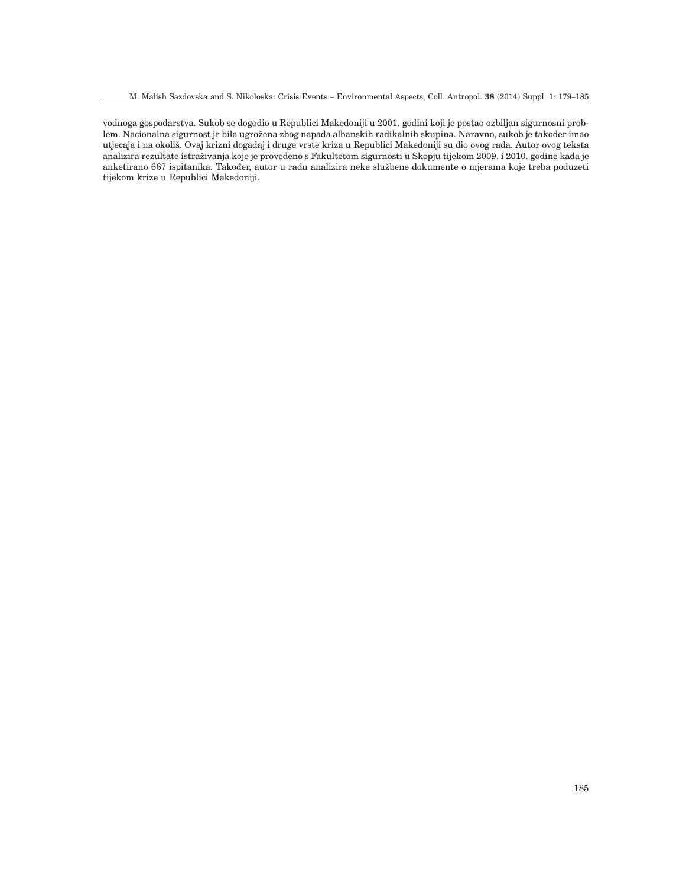vodnoga gospodarstva. Sukob se dogodio u Republici Makedoniji u 2001. godini koji je postao ozbiljan sigurnosni problem. Nacionalna sigurnost je bila ugrožena zbog napada albanskih radikalnih skupina. Naravno, sukob je također imao utjecaja i na okoliš. Ovaj krizni događaj i druge vrste kriza u Republici Makedoniji su dio ovog rada. Autor ovog teksta analizira rezultate istraživanja koje je provedeno s Fakultetom sigurnosti u Skopju tijekom 2009. i 2010. godine kada je anketirano 667 ispitanika. Također, autor u radu analizira neke službene dokumente o mjerama koje treba poduzeti tijekom krize u Republici Makedoniji.